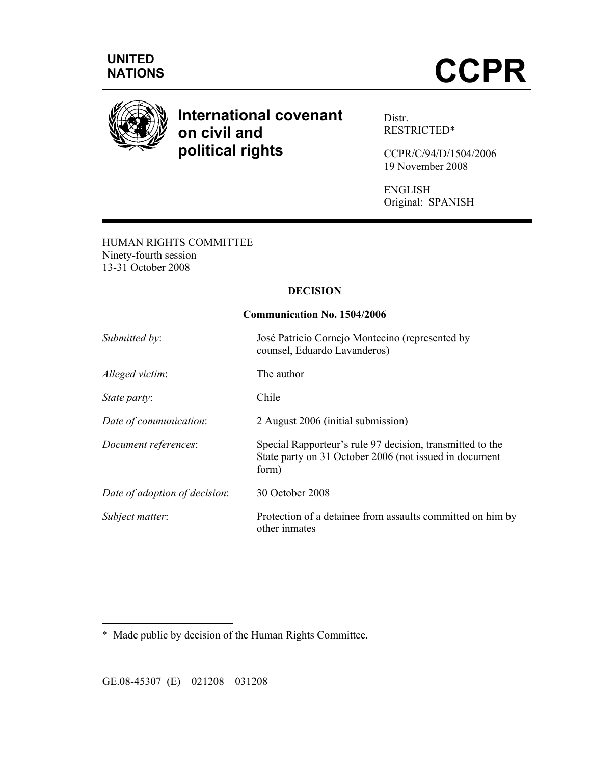UNITED NATIONS

# CCPR

**International covenant on civil and political rights**

Distr.
RESTRICTED*

CCPR/C/94/D/1504/2006
19 November 2008

ENGLISH
Original: SPANISH

HUMAN RIGHTS COMMITTEE
Ninety-fourth session
13-31 October 2008

**DECISION**

**Communication No. 1504/2006**

| | |
|---|---|
| *Submitted by*: | José Patricio Cornejo Montecino (represented by counsel, Eduardo Lavanderos) |
| *Alleged victim*: | The author |
| *State party*: | Chile |
| *Date of communication*: | 2 August 2006 (initial submission) |
| *Document references*: | Special Rapporteur's rule 97 decision, transmitted to the State party on 31 October 2006 (not issued in document form) |
| *Date of adoption of decision*: | 30 October 2008 |
| *Subject matter*: | Protection of a detainee from assaults committed on him by other inmates |

\* Made public by decision of the Human Rights Committee.

GE.08-45307 (E) 021208 031208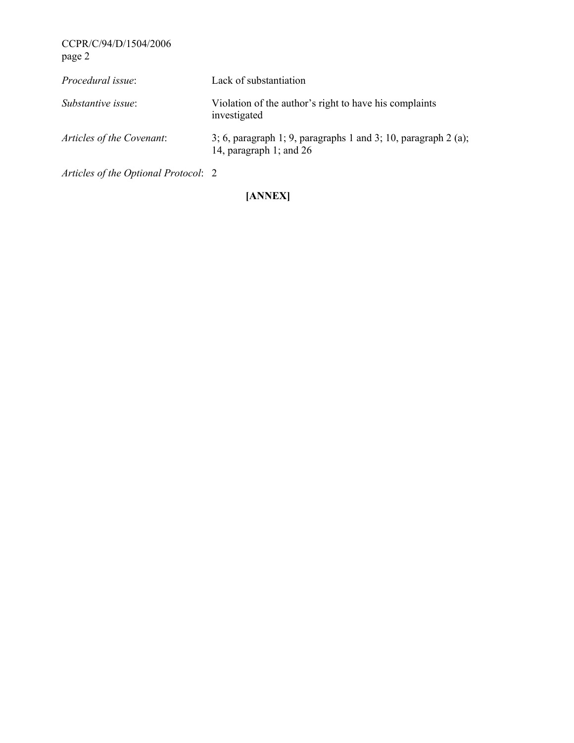*Procedural issue*: Lack of substantiation

*Substantive issue*: Violation of the author's right to have his complaints investigated

*Articles of the Covenant*: 3; 6, paragraph 1; 9, paragraphs 1 and 3; 10, paragraph 2 (a); 14, paragraph 1; and 26

*Articles of the Optional Protocol*: 2

**[ANNEX]**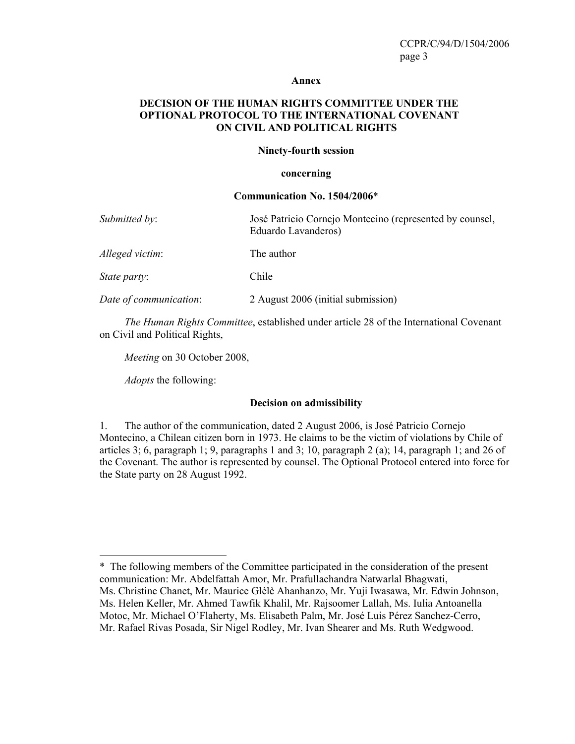**Annex**

**DECISION OF THE HUMAN RIGHTS COMMITTEE UNDER THE OPTIONAL PROTOCOL TO THE INTERNATIONAL COVENANT ON CIVIL AND POLITICAL RIGHTS**

**Ninety-fourth session**

**concerning**

**Communication No. 1504/2006***

| | |
|---|---|
| *Submitted by*: | José Patricio Cornejo Montecino (represented by counsel, Eduardo Lavanderos) |
| *Alleged victim*: | The author |
| *State party*: | Chile |
| *Date of communication*: | 2 August 2006 (initial submission) |

*The Human Rights Committee*, established under article 28 of the International Covenant on Civil and Political Rights,

*Meeting* on 30 October 2008,

*Adopts* the following:

**Decision on admissibility**

1. The author of the communication, dated 2 August 2006, is José Patricio Cornejo Montecino, a Chilean citizen born in 1973. He claims to be the victim of violations by Chile of articles 3; 6, paragraph 1; 9, paragraphs 1 and 3; 10, paragraph 2 (a); 14, paragraph 1; and 26 of the Covenant. The author is represented by counsel. The Optional Protocol entered into force for the State party on 28 August 1992.

---

* The following members of the Committee participated in the consideration of the present communication: Mr. Abdelfattah Amor, Mr. Prafullachandra Natwarlal Bhagwati, Ms. Christine Chanet, Mr. Maurice Glèlè Ahanhanzo, Mr. Yuji Iwasawa, Mr. Edwin Johnson, Ms. Helen Keller, Mr. Ahmed Tawfik Khalil, Mr. Rajsoomer Lallah, Ms. Iulia Antoanella Motoc, Mr. Michael O'Flaherty, Ms. Elisabeth Palm, Mr. José Luis Pérez Sanchez-Cerro, Mr. Rafael Rivas Posada, Sir Nigel Rodley, Mr. Ivan Shearer and Ms. Ruth Wedgwood.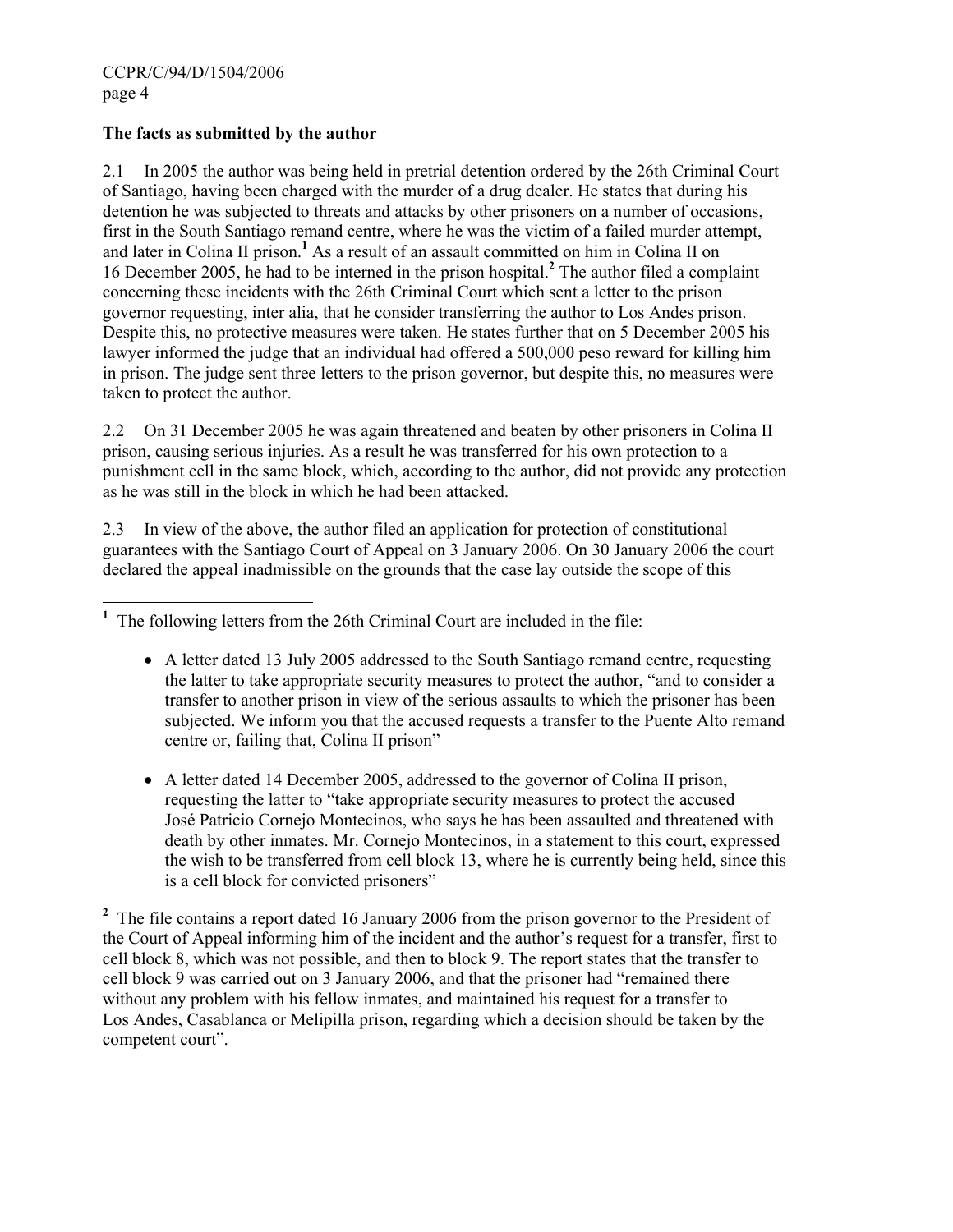### The facts as submitted by the author

2.1 In 2005 the author was being held in pretrial detention ordered by the 26th Criminal Court of Santiago, having been charged with the murder of a drug dealer. He states that during his detention he was subjected to threats and attacks by other prisoners on a number of occasions, first in the South Santiago remand centre, where he was the victim of a failed murder attempt, and later in Colina II prison.[1] As a result of an assault committed on him in Colina II on 16 December 2005, he had to be interned in the prison hospital.[2] The author filed a complaint concerning these incidents with the 26th Criminal Court which sent a letter to the prison governor requesting, inter alia, that he consider transferring the author to Los Andes prison. Despite this, no protective measures were taken. He states further that on 5 December 2005 his lawyer informed the judge that an individual had offered a 500,000 peso reward for killing him in prison. The judge sent three letters to the prison governor, but despite this, no measures were taken to protect the author.

2.2 On 31 December 2005 he was again threatened and beaten by other prisoners in Colina II prison, causing serious injuries. As a result he was transferred for his own protection to a punishment cell in the same block, which, according to the author, did not provide any protection as he was still in the block in which he had been attacked.

2.3 In view of the above, the author filed an application for protection of constitutional guarantees with the Santiago Court of Appeal on 3 January 2006. On 30 January 2006 the court declared the appeal inadmissible on the grounds that the case lay outside the scope of this

---

[1] The following letters from the 26th Criminal Court are included in the file:

- A letter dated 13 July 2005 addressed to the South Santiago remand centre, requesting the latter to take appropriate security measures to protect the author, "and to consider a transfer to another prison in view of the serious assaults to which the prisoner has been subjected. We inform you that the accused requests a transfer to the Puente Alto remand centre or, failing that, Colina II prison"

- A letter dated 14 December 2005, addressed to the governor of Colina II prison, requesting the latter to "take appropriate security measures to protect the accused José Patricio Cornejo Montecinos, who says he has been assaulted and threatened with death by other inmates. Mr. Cornejo Montecinos, in a statement to this court, expressed the wish to be transferred from cell block 13, where he is currently being held, since this is a cell block for convicted prisoners"

[2] The file contains a report dated 16 January 2006 from the prison governor to the President of the Court of Appeal informing him of the incident and the author's request for a transfer, first to cell block 8, which was not possible, and then to block 9. The report states that the transfer to cell block 9 was carried out on 3 January 2006, and that the prisoner had "remained there without any problem with his fellow inmates, and maintained his request for a transfer to Los Andes, Casablanca or Melipilla prison, regarding which a decision should be taken by the competent court".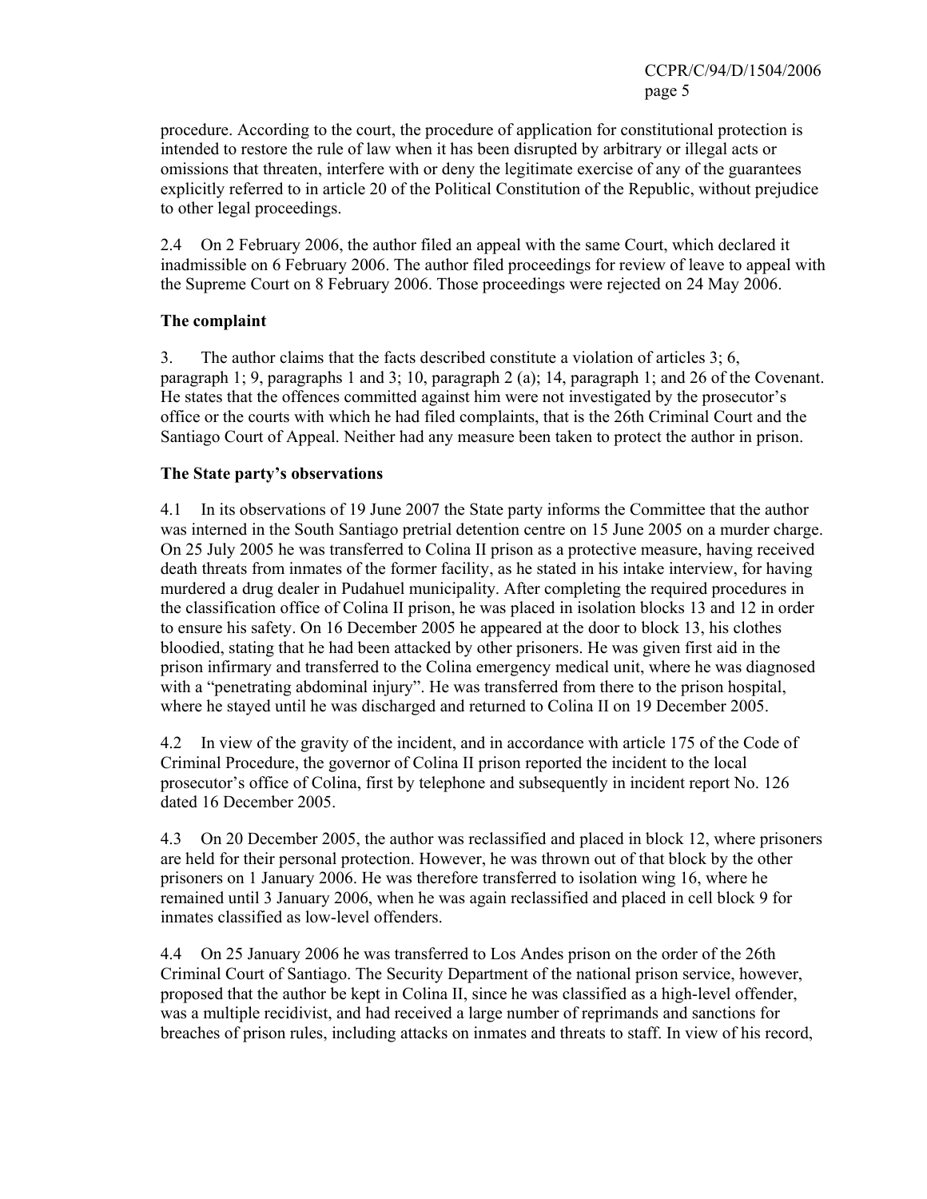procedure. According to the court, the procedure of application for constitutional protection is intended to restore the rule of law when it has been disrupted by arbitrary or illegal acts or omissions that threaten, interfere with or deny the legitimate exercise of any of the guarantees explicitly referred to in article 20 of the Political Constitution of the Republic, without prejudice to other legal proceedings.

2.4 On 2 February 2006, the author filed an appeal with the same Court, which declared it inadmissible on 6 February 2006. The author filed proceedings for review of leave to appeal with the Supreme Court on 8 February 2006. Those proceedings were rejected on 24 May 2006.

**The complaint**

3. The author claims that the facts described constitute a violation of articles 3; 6, paragraph 1; 9, paragraphs 1 and 3; 10, paragraph 2 (a); 14, paragraph 1; and 26 of the Covenant. He states that the offences committed against him were not investigated by the prosecutor's office or the courts with which he had filed complaints, that is the 26th Criminal Court and the Santiago Court of Appeal. Neither had any measure been taken to protect the author in prison.

**The State party's observations**

4.1 In its observations of 19 June 2007 the State party informs the Committee that the author was interned in the South Santiago pretrial detention centre on 15 June 2005 on a murder charge. On 25 July 2005 he was transferred to Colina II prison as a protective measure, having received death threats from inmates of the former facility, as he stated in his intake interview, for having murdered a drug dealer in Pudahuel municipality. After completing the required procedures in the classification office of Colina II prison, he was placed in isolation blocks 13 and 12 in order to ensure his safety. On 16 December 2005 he appeared at the door to block 13, his clothes bloodied, stating that he had been attacked by other prisoners. He was given first aid in the prison infirmary and transferred to the Colina emergency medical unit, where he was diagnosed with a "penetrating abdominal injury". He was transferred from there to the prison hospital, where he stayed until he was discharged and returned to Colina II on 19 December 2005.

4.2 In view of the gravity of the incident, and in accordance with article 175 of the Code of Criminal Procedure, the governor of Colina II prison reported the incident to the local prosecutor's office of Colina, first by telephone and subsequently in incident report No. 126 dated 16 December 2005.

4.3 On 20 December 2005, the author was reclassified and placed in block 12, where prisoners are held for their personal protection. However, he was thrown out of that block by the other prisoners on 1 January 2006. He was therefore transferred to isolation wing 16, where he remained until 3 January 2006, when he was again reclassified and placed in cell block 9 for inmates classified as low-level offenders.

4.4 On 25 January 2006 he was transferred to Los Andes prison on the order of the 26th Criminal Court of Santiago. The Security Department of the national prison service, however, proposed that the author be kept in Colina II, since he was classified as a high-level offender, was a multiple recidivist, and had received a large number of reprimands and sanctions for breaches of prison rules, including attacks on inmates and threats to staff. In view of his record,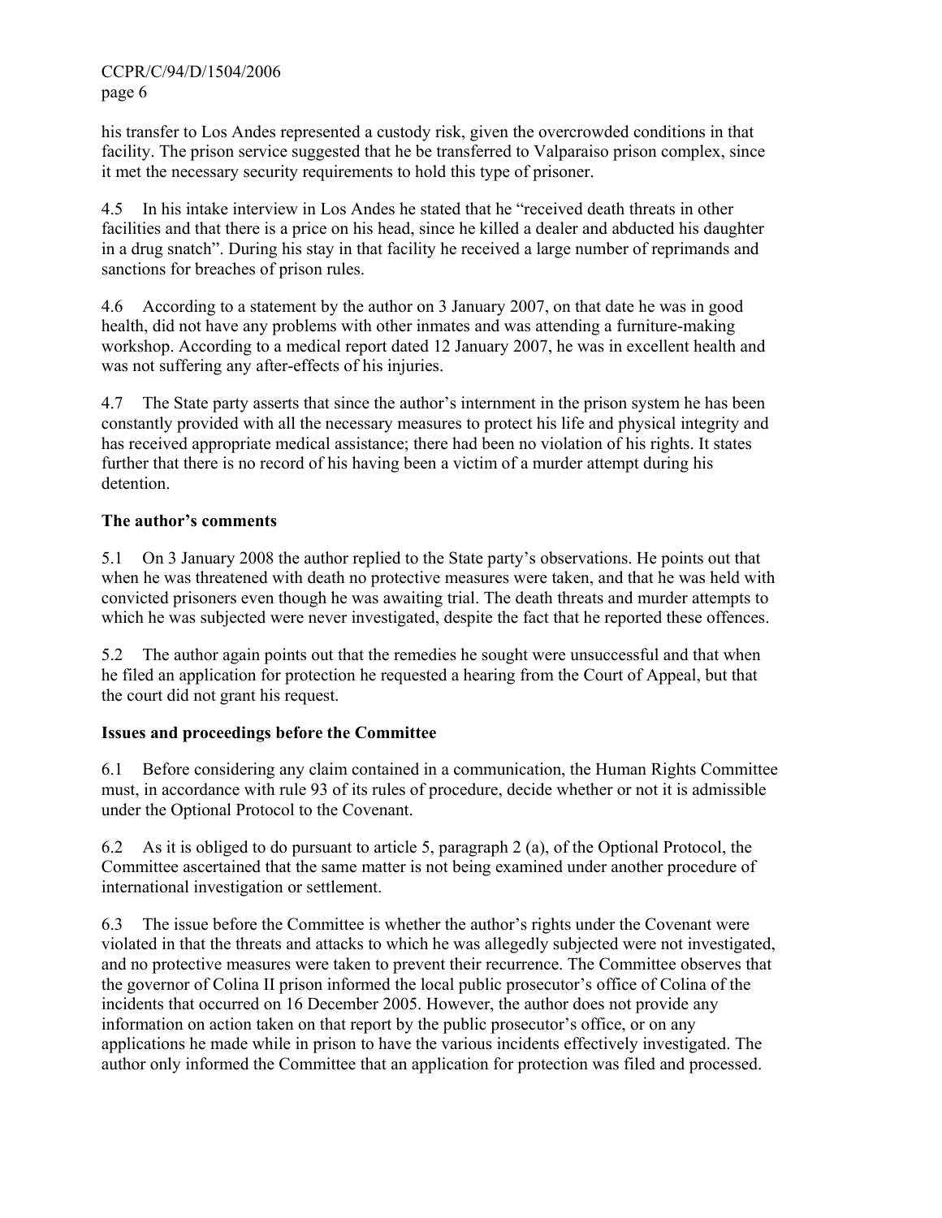his transfer to Los Andes represented a custody risk, given the overcrowded conditions in that facility. The prison service suggested that he be transferred to Valparaiso prison complex, since it met the necessary security requirements to hold this type of prisoner.

4.5 In his intake interview in Los Andes he stated that he "received death threats in other facilities and that there is a price on his head, since he killed a dealer and abducted his daughter in a drug snatch". During his stay in that facility he received a large number of reprimands and sanctions for breaches of prison rules.

4.6 According to a statement by the author on 3 January 2007, on that date he was in good health, did not have any problems with other inmates and was attending a furniture-making workshop. According to a medical report dated 12 January 2007, he was in excellent health and was not suffering any after-effects of his injuries.

4.7 The State party asserts that since the author's internment in the prison system he has been constantly provided with all the necessary measures to protect his life and physical integrity and has received appropriate medical assistance; there had been no violation of his rights. It states further that there is no record of his having been a victim of a murder attempt during his detention.

**The author's comments**

5.1 On 3 January 2008 the author replied to the State party's observations. He points out that when he was threatened with death no protective measures were taken, and that he was held with convicted prisoners even though he was awaiting trial. The death threats and murder attempts to which he was subjected were never investigated, despite the fact that he reported these offences.

5.2 The author again points out that the remedies he sought were unsuccessful and that when he filed an application for protection he requested a hearing from the Court of Appeal, but that the court did not grant his request.

**Issues and proceedings before the Committee**

6.1 Before considering any claim contained in a communication, the Human Rights Committee must, in accordance with rule 93 of its rules of procedure, decide whether or not it is admissible under the Optional Protocol to the Covenant.

6.2 As it is obliged to do pursuant to article 5, paragraph 2 (a), of the Optional Protocol, the Committee ascertained that the same matter is not being examined under another procedure of international investigation or settlement.

6.3 The issue before the Committee is whether the author's rights under the Covenant were violated in that the threats and attacks to which he was allegedly subjected were not investigated, and no protective measures were taken to prevent their recurrence. The Committee observes that the governor of Colina II prison informed the local public prosecutor's office of Colina of the incidents that occurred on 16 December 2005. However, the author does not provide any information on action taken on that report by the public prosecutor's office, or on any applications he made while in prison to have the various incidents effectively investigated. The author only informed the Committee that an application for protection was filed and processed.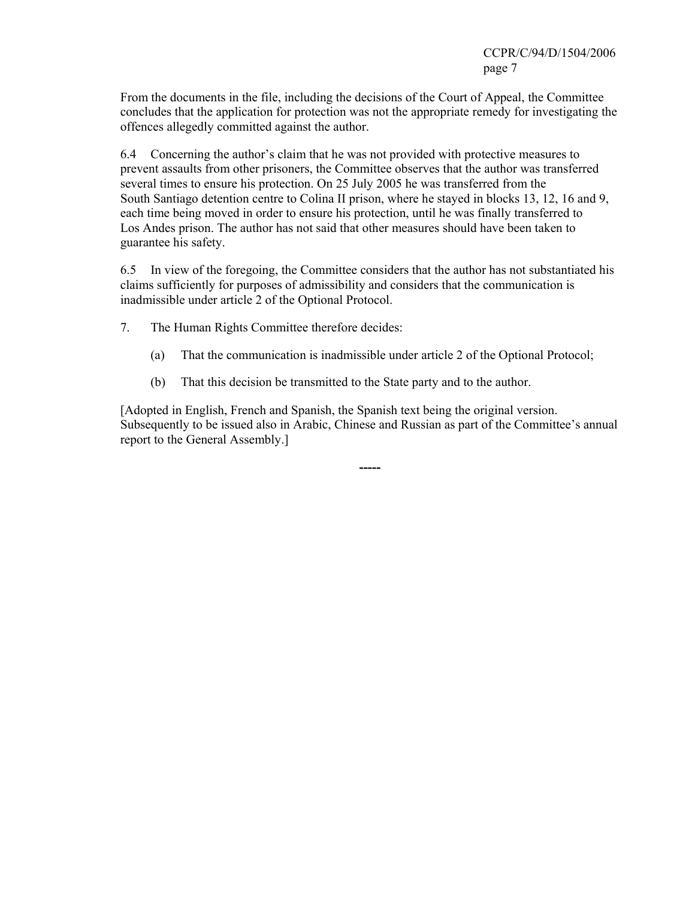From the documents in the file, including the decisions of the Court of Appeal, the Committee concludes that the application for protection was not the appropriate remedy for investigating the offences allegedly committed against the author.

6.4 Concerning the author's claim that he was not provided with protective measures to prevent assaults from other prisoners, the Committee observes that the author was transferred several times to ensure his protection. On 25 July 2005 he was transferred from the South Santiago detention centre to Colina II prison, where he stayed in blocks 13, 12, 16 and 9, each time being moved in order to ensure his protection, until he was finally transferred to Los Andes prison. The author has not said that other measures should have been taken to guarantee his safety.

6.5 In view of the foregoing, the Committee considers that the author has not substantiated his claims sufficiently for purposes of admissibility and considers that the communication is inadmissible under article 2 of the Optional Protocol.

7. The Human Rights Committee therefore decides:

(a) That the communication is inadmissible under article 2 of the Optional Protocol;

(b) That this decision be transmitted to the State party and to the author.

[Adopted in English, French and Spanish, the Spanish text being the original version. Subsequently to be issued also in Arabic, Chinese and Russian as part of the Committee's annual report to the General Assembly.]

-----